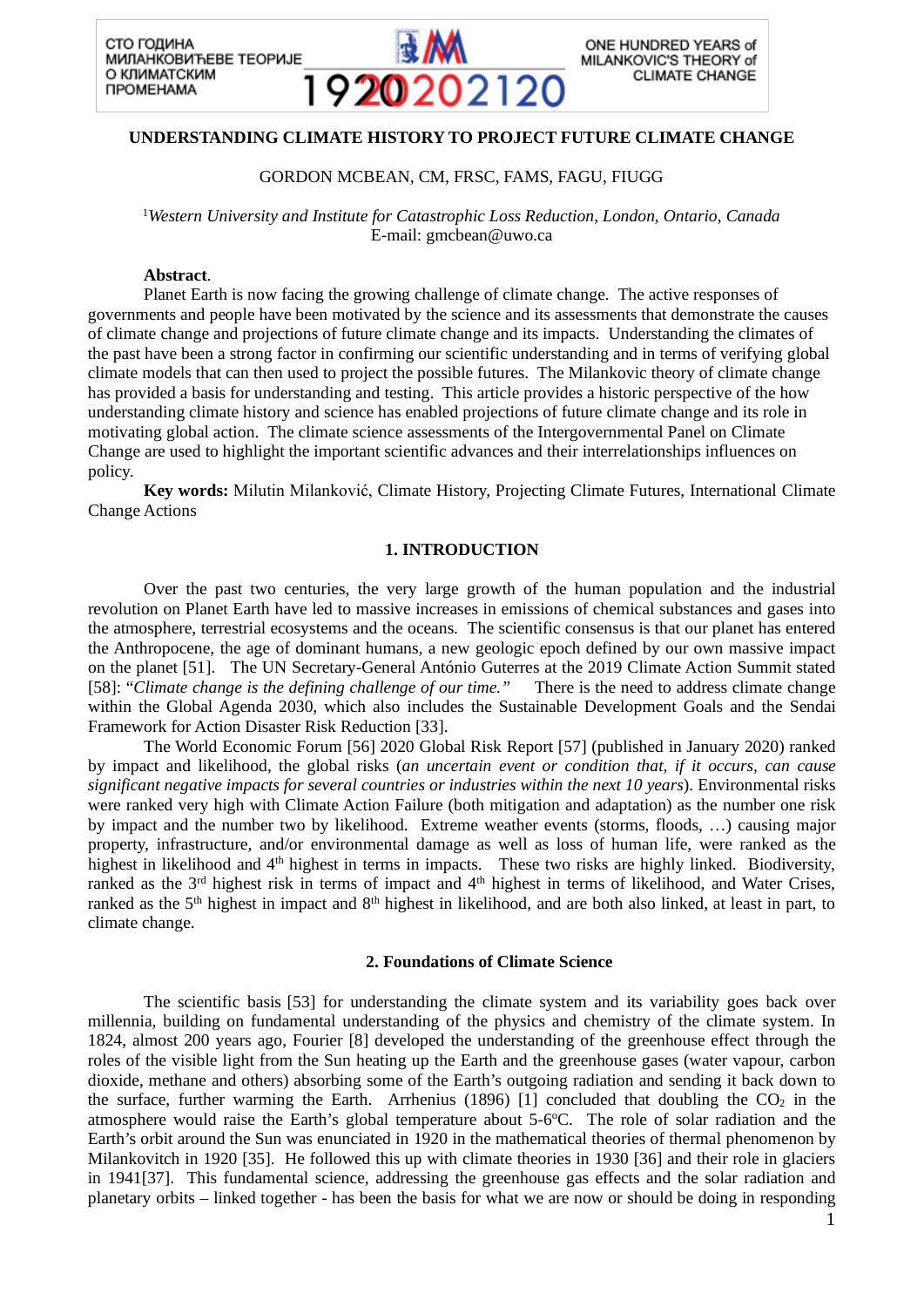# UNDERSTANDING CLIMATE HISTORY TO PROJECT FUTURE CLIMATE CHANGE

GORDON MCBEAN, CM, FRSC, FAMS, FAGU, FIUGG

[1]*Western University and Institute for Catastrophic Loss Reduction, London, Ontario, Canada*
E-mail: gmcbean@uwo.ca

**Abstract**.

Planet Earth is now facing the growing challenge of climate change. The active responses of governments and people have been motivated by the science and its assessments that demonstrate the causes of climate change and projections of future climate change and its impacts. Understanding the climates of the past have been a strong factor in confirming our scientific understanding and in terms of verifying global climate models that can then used to project the possible futures. The Milankovic theory of climate change has provided a basis for understanding and testing. This article provides a historic perspective of the how understanding climate history and science has enabled projections of future climate change and its role in motivating global action. The climate science assessments of the Intergovernmental Panel on Climate Change are used to highlight the important scientific advances and their interrelationships influences on policy.

**Key words:** Milutin Milanković, Climate History, Projecting Climate Futures, International Climate Change Actions

## 1. INTRODUCTION

Over the past two centuries, the very large growth of the human population and the industrial revolution on Planet Earth have led to massive increases in emissions of chemical substances and gases into the atmosphere, terrestrial ecosystems and the oceans. The scientific consensus is that our planet has entered the Anthropocene, the age of dominant humans, a new geologic epoch defined by our own massive impact on the planet [51]. The UN Secretary-General António Guterres at the 2019 Climate Action Summit stated [58]: "*Climate change is the defining challenge of our time.*" There is the need to address climate change within the Global Agenda 2030, which also includes the Sustainable Development Goals and the Sendai Framework for Action Disaster Risk Reduction [33].

The World Economic Forum [56] 2020 Global Risk Report [57] (published in January 2020) ranked by impact and likelihood, the global risks (*an uncertain event or condition that, if it occurs, can cause significant negative impacts for several countries or industries within the next 10 years*). Environmental risks were ranked very high with Climate Action Failure (both mitigation and adaptation) as the number one risk by impact and the number two by likelihood. Extreme weather events (storms, floods, …) causing major property, infrastructure, and/or environmental damage as well as loss of human life, were ranked as the highest in likelihood and 4th highest in terms in impacts. These two risks are highly linked. Biodiversity, ranked as the 3rd highest risk in terms of impact and 4th highest in terms of likelihood, and Water Crises, ranked as the 5th highest in impact and 8th highest in likelihood, and are both also linked, at least in part, to climate change.

## 2. Foundations of Climate Science

The scientific basis [53] for understanding the climate system and its variability goes back over millennia, building on fundamental understanding of the physics and chemistry of the climate system. In 1824, almost 200 years ago, Fourier [8] developed the understanding of the greenhouse effect through the roles of the visible light from the Sun heating up the Earth and the greenhouse gases (water vapour, carbon dioxide, methane and others) absorbing some of the Earth's outgoing radiation and sending it back down to the surface, further warming the Earth. Arrhenius (1896) [1] concluded that doubling the $CO_2$ in the atmosphere would raise the Earth's global temperature about 5-6°C. The role of solar radiation and the Earth's orbit around the Sun was enunciated in 1920 in the mathematical theories of thermal phenomenon by Milankovitch in 1920 [35]. He followed this up with climate theories in 1930 [36] and their role in glaciers in 1941[37]. This fundamental science, addressing the greenhouse gas effects and the solar radiation and planetary orbits – linked together - has been the basis for what we are now or should be doing in responding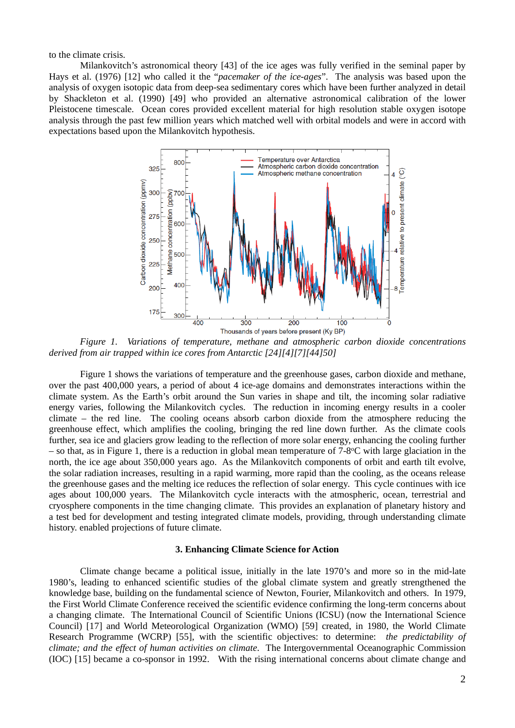to the climate crisis.

Milankovitch's astronomical theory [43] of the ice ages was fully verified in the seminal paper by Hays et al. (1976) [12] who called it the "*pacemaker of the ice-ages*". The analysis was based upon the analysis of oxygen isotopic data from deep-sea sedimentary cores which have been further analyzed in detail by Shackleton et al. (1990) [49] who provided an alternative astronomical calibration of the lower Pleistocene timescale. Ocean cores provided excellent material for high resolution stable oxygen isotope analysis through the past few million years which matched well with orbital models and were in accord with expectations based upon the Milankovitch hypothesis.

*Figure 1. Variations of temperature, methane and atmospheric carbon dioxide concentrations derived from air trapped within ice cores from Antarctic [24][4][7][44]50]*

Figure 1 shows the variations of temperature and the greenhouse gases, carbon dioxide and methane, over the past 400,000 years, a period of about 4 ice-age domains and demonstrates interactions within the climate system. As the Earth's orbit around the Sun varies in shape and tilt, the incoming solar radiative energy varies, following the Milankovitch cycles. The reduction in incoming energy results in a cooler climate – the red line. The cooling oceans absorb carbon dioxide from the atmosphere reducing the greenhouse effect, which amplifies the cooling, bringing the red line down further. As the climate cools further, sea ice and glaciers grow leading to the reflection of more solar energy, enhancing the cooling further – so that, as in Figure 1, there is a reduction in global mean temperature of 7-8$^{o}$C with large glaciation in the north, the ice age about 350,000 years ago. As the Milankovitch components of orbit and earth tilt evolve, the solar radiation increases, resulting in a rapid warming, more rapid than the cooling, as the oceans release the greenhouse gases and the melting ice reduces the reflection of solar energy. This cycle continues with ice ages about 100,000 years. The Milankovitch cycle interacts with the atmospheric, ocean, terrestrial and cryosphere components in the time changing climate. This provides an explanation of planetary history and a test bed for development and testing integrated climate models, providing, through understanding climate history. enabled projections of future climate.

### 3. Enhancing Climate Science for Action

Climate change became a political issue, initially in the late 1970's and more so in the mid-late 1980's, leading to enhanced scientific studies of the global climate system and greatly strengthened the knowledge base, building on the fundamental science of Newton, Fourier, Milankovitch and others. In 1979, the First World Climate Conference received the scientific evidence confirming the long-term concerns about a changing climate. The International Council of Scientific Unions (ICSU) (now the International Science Council) [17] and World Meteorological Organization (WMO) [59] created, in 1980, the World Climate Research Programme (WCRP) [55], with the scientific objectives: to determine: *the predictability of climate; and the effect of human activities on climate*. The Intergovernmental Oceanographic Commission (IOC) [15] became a co-sponsor in 1992. With the rising international concerns about climate change and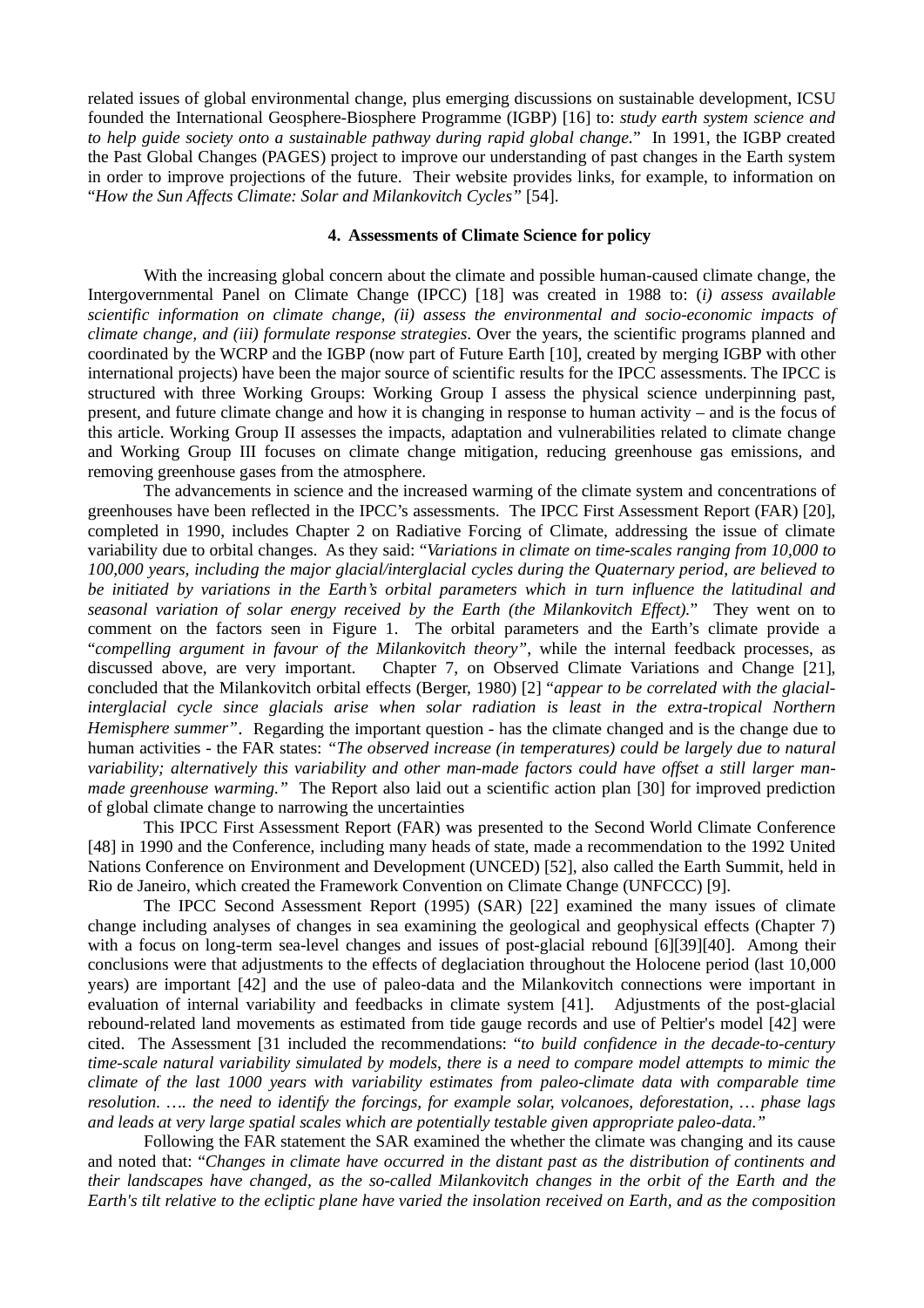related issues of global environmental change, plus emerging discussions on sustainable development, ICSU founded the International Geosphere-Biosphere Programme (IGBP) [16] to: *study earth system science and to help guide society onto a sustainable pathway during rapid global change.*" In 1991, the IGBP created the Past Global Changes (PAGES) project to improve our understanding of past changes in the Earth system in order to improve projections of the future. Their website provides links, for example, to information on "*How the Sun Affects Climate: Solar and Milankovitch Cycles"* [54].

## 4. Assessments of Climate Science for policy

With the increasing global concern about the climate and possible human-caused climate change, the Intergovernmental Panel on Climate Change (IPCC) [18] was created in 1988 to: (*i) assess available scientific information on climate change, (ii) assess the environmental and socio-economic impacts of climate change, and (iii) formulate response strategies*. Over the years, the scientific programs planned and coordinated by the WCRP and the IGBP (now part of Future Earth [10], created by merging IGBP with other international projects) have been the major source of scientific results for the IPCC assessments. The IPCC is structured with three Working Groups: Working Group I assess the physical science underpinning past, present, and future climate change and how it is changing in response to human activity – and is the focus of this article. Working Group II assesses the impacts, adaptation and vulnerabilities related to climate change and Working Group III focuses on climate change mitigation, reducing greenhouse gas emissions, and removing greenhouse gases from the atmosphere.

The advancements in science and the increased warming of the climate system and concentrations of greenhouses have been reflected in the IPCC's assessments. The IPCC First Assessment Report (FAR) [20], completed in 1990, includes Chapter 2 on Radiative Forcing of Climate, addressing the issue of climate variability due to orbital changes. As they said: "*Variations in climate on time-scales ranging from 10,000 to 100,000 years, including the major glacial/interglacial cycles during the Quaternary period, are believed to be initiated by variations in the Earth's orbital parameters which in turn influence the latitudinal and seasonal variation of solar energy received by the Earth (the Milankovitch Effect).*" They went on to comment on the factors seen in Figure 1. The orbital parameters and the Earth's climate provide a "*compelling argument in favour of the Milankovitch theory"*, while the internal feedback processes, as discussed above, are very important. Chapter 7, on Observed Climate Variations and Change [21], concluded that the Milankovitch orbital effects (Berger, 1980) [2] "*appear to be correlated with the glacial-interglacial cycle since glacials arise when solar radiation is least in the extra-tropical Northern Hemisphere summer"*. Regarding the important question - has the climate changed and is the change due to human activities - the FAR states: *"The observed increase (in temperatures) could be largely due to natural variability; alternatively this variability and other man-made factors could have offset a still larger man-made greenhouse warming."* The Report also laid out a scientific action plan [30] for improved prediction of global climate change to narrowing the uncertainties

This IPCC First Assessment Report (FAR) was presented to the Second World Climate Conference [48] in 1990 and the Conference, including many heads of state, made a recommendation to the 1992 United Nations Conference on Environment and Development (UNCED) [52], also called the Earth Summit, held in Rio de Janeiro, which created the Framework Convention on Climate Change (UNFCCC) [9].

The IPCC Second Assessment Report (1995) (SAR) [22] examined the many issues of climate change including analyses of changes in sea examining the geological and geophysical effects (Chapter 7) with a focus on long-term sea-level changes and issues of post-glacial rebound [6][39][40]. Among their conclusions were that adjustments to the effects of deglaciation throughout the Holocene period (last 10,000 years) are important [42] and the use of paleo-data and the Milankovitch connections were important in evaluation of internal variability and feedbacks in climate system [41]. Adjustments of the post-glacial rebound-related land movements as estimated from tide gauge records and use of Peltier's model [42] were cited. The Assessment [31 included the recommendations: "*to build confidence in the decade-to-century time-scale natural variability simulated by models, there is a need to compare model attempts to mimic the climate of the last 1000 years with variability estimates from paleo-climate data with comparable time resolution. …. the need to identify the forcings, for example solar, volcanoes, deforestation, … phase lags and leads at very large spatial scales which are potentially testable given appropriate paleo-data."*

Following the FAR statement the SAR examined the whether the climate was changing and its cause and noted that: "*Changes in climate have occurred in the distant past as the distribution of continents and their landscapes have changed, as the so-called Milankovitch changes in the orbit of the Earth and the Earth's tilt relative to the ecliptic plane have varied the insolation received on Earth, and as the composition*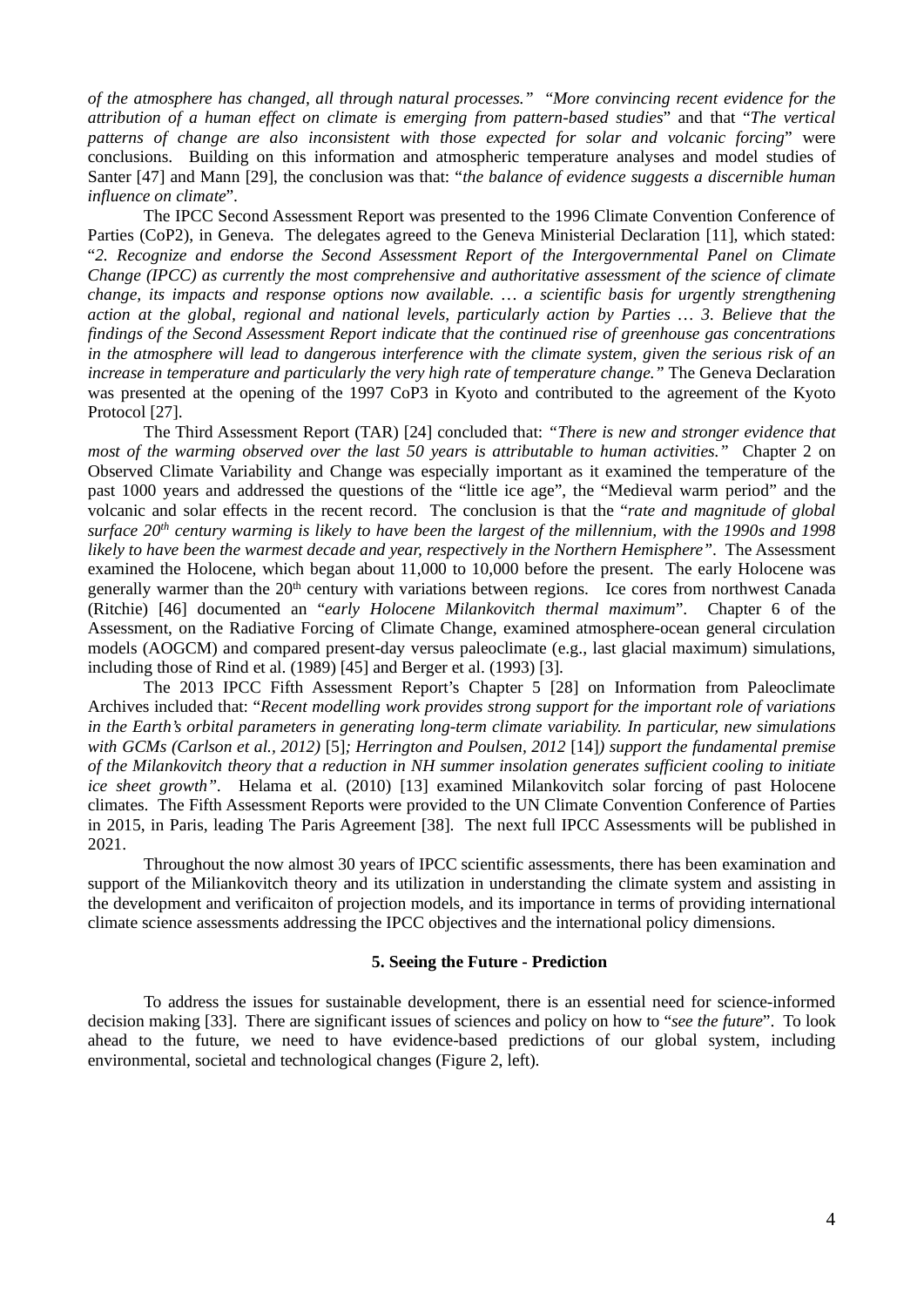*of the atmosphere has changed, all through natural processes." "More convincing recent evidence for the attribution of a human effect on climate is emerging from pattern-based studies*" and that "*The vertical patterns of change are also inconsistent with those expected for solar and volcanic forcing*" were conclusions. Building on this information and atmospheric temperature analyses and model studies of Santer [47] and Mann [29], the conclusion was that: "*the balance of evidence suggests a discernible human influence on climate*".

The IPCC Second Assessment Report was presented to the 1996 Climate Convention Conference of Parties (CoP2), in Geneva. The delegates agreed to the Geneva Ministerial Declaration [11], which stated: "*2. Recognize and endorse the Second Assessment Report of the Intergovernmental Panel on Climate Change (IPCC) as currently the most comprehensive and authoritative assessment of the science of climate change, its impacts and response options now available. … a scientific basis for urgently strengthening action at the global, regional and national levels, particularly action by Parties … 3. Believe that the findings of the Second Assessment Report indicate that the continued rise of greenhouse gas concentrations in the atmosphere will lead to dangerous interference with the climate system, given the serious risk of an increase in temperature and particularly the very high rate of temperature change."* The Geneva Declaration was presented at the opening of the 1997 CoP3 in Kyoto and contributed to the agreement of the Kyoto Protocol [27].

The Third Assessment Report (TAR) [24] concluded that: *"There is new and stronger evidence that most of the warming observed over the last 50 years is attributable to human activities."* Chapter 2 on Observed Climate Variability and Change was especially important as it examined the temperature of the past 1000 years and addressed the questions of the "little ice age", the "Medieval warm period" and the volcanic and solar effects in the recent record. The conclusion is that the "*rate and magnitude of global surface 20th century warming is likely to have been the largest of the millennium, with the 1990s and 1998 likely to have been the warmest decade and year, respectively in the Northern Hemisphere"*. The Assessment examined the Holocene, which began about 11,000 to 10,000 before the present. The early Holocene was generally warmer than the 20th century with variations between regions. Ice cores from northwest Canada (Ritchie) [46] documented an "*early Holocene Milankovitch thermal maximum*". Chapter 6 of the Assessment, on the Radiative Forcing of Climate Change, examined atmosphere-ocean general circulation models (AOGCM) and compared present-day versus paleoclimate (e.g., last glacial maximum) simulations, including those of Rind et al. (1989) [45] and Berger et al. (1993) [3].

The 2013 IPCC Fifth Assessment Report's Chapter 5 [28] on Information from Paleoclimate Archives included that: "*Recent modelling work provides strong support for the important role of variations in the Earth's orbital parameters in generating long-term climate variability. In particular, new simulations with GCMs (Carlson et al., 2012)* [5]*; Herrington and Poulsen, 2012* [14]*) support the fundamental premise of the Milankovitch theory that a reduction in NH summer insolation generates sufficient cooling to initiate ice sheet growth"*. Helama et al. (2010) [13] examined Milankovitch solar forcing of past Holocene climates. The Fifth Assessment Reports were provided to the UN Climate Convention Conference of Parties in 2015, in Paris, leading The Paris Agreement [38]. The next full IPCC Assessments will be published in 2021.

Throughout the now almost 30 years of IPCC scientific assessments, there has been examination and support of the Miliankovitch theory and its utilization in understanding the climate system and assisting in the development and verificaiton of projection models, and its importance in terms of providing international climate science assessments addressing the IPCC objectives and the international policy dimensions.

## 5. Seeing the Future - Prediction

To address the issues for sustainable development, there is an essential need for science-informed decision making [33]. There are significant issues of sciences and policy on how to "*see the future*". To look ahead to the future, we need to have evidence-based predictions of our global system, including environmental, societal and technological changes (Figure 2, left).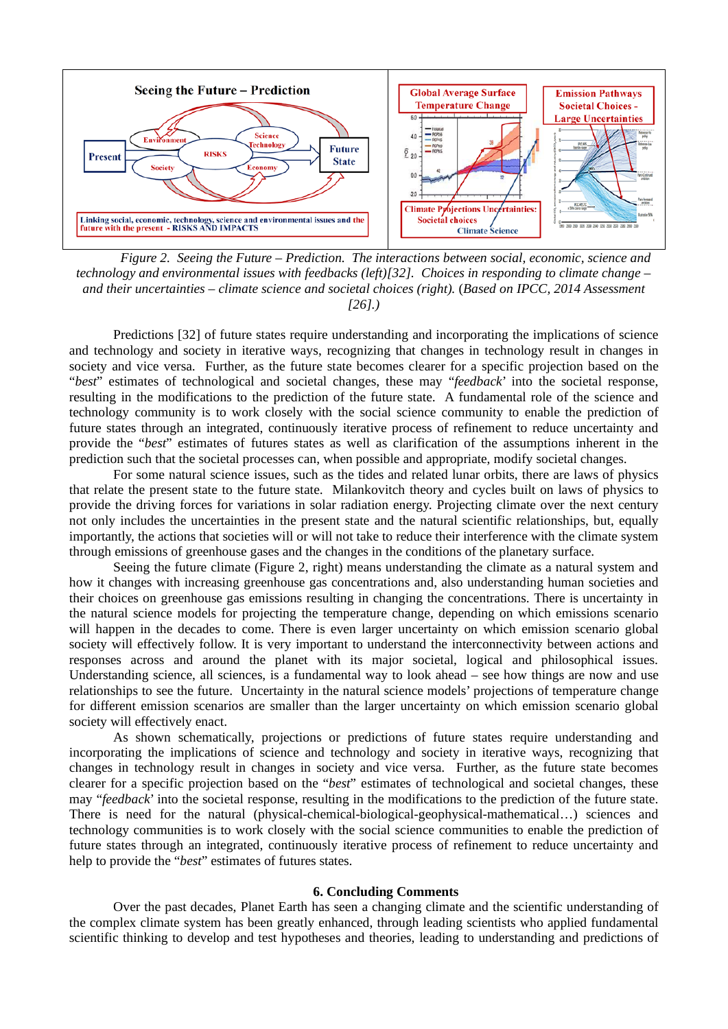*Figure 2. Seeing the Future – Prediction. The interactions between social, economic, science and technology and environmental issues with feedbacks (left)[32]. Choices in responding to climate change – and their uncertainties – climate science and societal choices (right).* (*Based on IPCC, 2014 Assessment [26].*)

Predictions [32] of future states require understanding and incorporating the implications of science and technology and society in iterative ways, recognizing that changes in technology result in changes in society and vice versa. Further, as the future state becomes clearer for a specific projection based on the "*best*" estimates of technological and societal changes, these may "*feedback*' into the societal response, resulting in the modifications to the prediction of the future state. A fundamental role of the science and technology community is to work closely with the social science community to enable the prediction of future states through an integrated, continuously iterative process of refinement to reduce uncertainty and provide the "*best*" estimates of futures states as well as clarification of the assumptions inherent in the prediction such that the societal processes can, when possible and appropriate, modify societal changes.

For some natural science issues, such as the tides and related lunar orbits, there are laws of physics that relate the present state to the future state. Milankovitch theory and cycles built on laws of physics to provide the driving forces for variations in solar radiation energy. Projecting climate over the next century not only includes the uncertainties in the present state and the natural scientific relationships, but, equally importantly, the actions that societies will or will not take to reduce their interference with the climate system through emissions of greenhouse gases and the changes in the conditions of the planetary surface.

Seeing the future climate (Figure 2, right) means understanding the climate as a natural system and how it changes with increasing greenhouse gas concentrations and, also understanding human societies and their choices on greenhouse gas emissions resulting in changing the concentrations. There is uncertainty in the natural science models for projecting the temperature change, depending on which emissions scenario will happen in the decades to come. There is even larger uncertainty on which emission scenario global society will effectively follow. It is very important to understand the interconnectivity between actions and responses across and around the planet with its major societal, logical and philosophical issues. Understanding science, all sciences, is a fundamental way to look ahead – see how things are now and use relationships to see the future. Uncertainty in the natural science models' projections of temperature change for different emission scenarios are smaller than the larger uncertainty on which emission scenario global society will effectively enact.

As shown schematically, projections or predictions of future states require understanding and incorporating the implications of science and technology and society in iterative ways, recognizing that changes in technology result in changes in society and vice versa. Further, as the future state becomes clearer for a specific projection based on the "*best*" estimates of technological and societal changes, these may "*feedback*' into the societal response, resulting in the modifications to the prediction of the future state. There is need for the natural (physical-chemical-biological-geophysical-mathematical…) sciences and technology communities is to work closely with the social science communities to enable the prediction of future states through an integrated, continuously iterative process of refinement to reduce uncertainty and help to provide the "*best*" estimates of futures states.

## 6. Concluding Comments

Over the past decades, Planet Earth has seen a changing climate and the scientific understanding of the complex climate system has been greatly enhanced, through leading scientists who applied fundamental scientific thinking to develop and test hypotheses and theories, leading to understanding and predictions of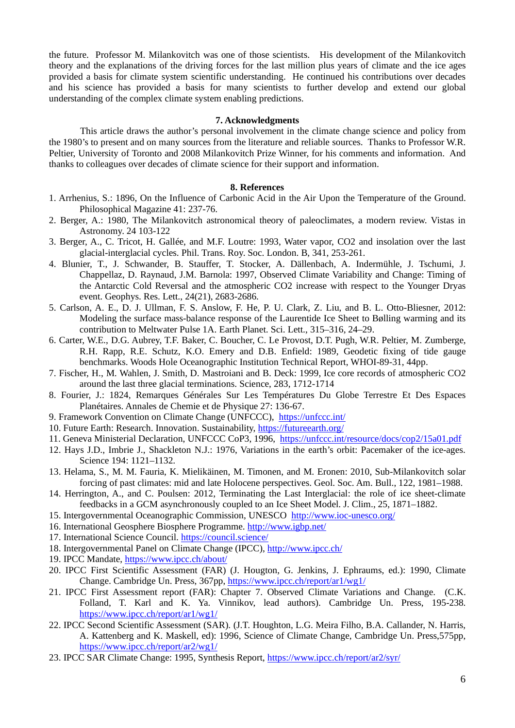the future. Professor M. Milankovitch was one of those scientists. His development of the Milankovitch theory and the explanations of the driving forces for the last million plus years of climate and the ice ages provided a basis for climate system scientific understanding. He continued his contributions over decades and his science has provided a basis for many scientists to further develop and extend our global understanding of the complex climate system enabling predictions.

## 7. Acknowledgments

This article draws the author's personal involvement in the climate change science and policy from the 1980's to present and on many sources from the literature and reliable sources. Thanks to Professor W.R. Peltier, University of Toronto and 2008 Milankovitch Prize Winner, for his comments and information. And thanks to colleagues over decades of climate science for their support and information.

## 8. References

1. Arrhenius, S.: 1896, On the Influence of Carbonic Acid in the Air Upon the Temperature of the Ground. Philosophical Magazine 41: 237-76.
2. Berger, A.: 1980, The Milankovitch astronomical theory of paleoclimates, a modern review. Vistas in Astronomy. 24 103-122
3. Berger, A., C. Tricot, H. Gallée, and M.F. Loutre: 1993, Water vapor, CO2 and insolation over the last glacial-interglacial cycles. Phil. Trans. Roy. Soc. London. B, 341, 253-261.
4. Blunier, T., J. Schwander, B. Stauffer, T. Stocker, A. Dällenbach, A. Indermühle, J. Tschumi, J. Chappellaz, D. Raynaud, J.M. Barnola: 1997, Observed Climate Variability and Change: Timing of the Antarctic Cold Reversal and the atmospheric CO2 increase with respect to the Younger Dryas event. Geophys. Res. Lett., 24(21), 2683-2686.
5. Carlson, A. E., D. J. Ullman, F. S. Anslow, F. He, P. U. Clark, Z. Liu, and B. L. Otto-Bliesner, 2012: Modeling the surface mass-balance response of the Laurentide Ice Sheet to Bølling warming and its contribution to Meltwater Pulse 1A. Earth Planet. Sci. Lett., 315–316, 24–29.
6. Carter, W.E., D.G. Aubrey, T.F. Baker, C. Boucher, C. Le Provost, D.T. Pugh, W.R. Peltier, M. Zumberge, R.H. Rapp, R.E. Schutz, K.O. Emery and D.B. Enfield: 1989, Geodetic fixing of tide gauge benchmarks. Woods Hole Oceanographic Institution Technical Report, WHOI-89-31, 44pp.
7. Fischer, H., M. Wahlen, J. Smith, D. Mastroiani and B. Deck: 1999, Ice core records of atmospheric CO2 around the last three glacial terminations. Science, 283, 1712-1714
8. Fourier, J.: 1824, Remarques Générales Sur Les Températures Du Globe Terrestre Et Des Espaces Planétaires. Annales de Chemie et de Physique 27: 136-67.
9. Framework Convention on Climate Change (UNFCCC), https://unfccc.int/
10. Future Earth: Research. Innovation. Sustainability, https://futureearth.org/
11. Geneva Ministerial Declaration, UNFCCC CoP3, 1996, https://unfccc.int/resource/docs/cop2/15a01.pdf
12. Hays J.D., Imbrie J., Shackleton N.J.: 1976, Variations in the earth's orbit: Pacemaker of the ice-ages. Science 194: 1121–1132.
13. Helama, S., M. M. Fauria, K. Mielikäinen, M. Timonen, and M. Eronen: 2010, Sub-Milankovitch solar forcing of past climates: mid and late Holocene perspectives. Geol. Soc. Am. Bull., 122, 1981–1988.
14. Herrington, A., and C. Poulsen: 2012, Terminating the Last Interglacial: the role of ice sheet-climate feedbacks in a GCM asynchronously coupled to an Ice Sheet Model. J. Clim., 25, 1871–1882.
15. Intergovernmental Oceanographic Commission, UNESCO http://www.ioc-unesco.org/
16. International Geosphere Biosphere Programme. http://www.igbp.net/
17. International Science Council. https://council.science/
18. Intergovernmental Panel on Climate Change (IPCC), http://www.ipcc.ch/
19. IPCC Mandate, https://www.ipcc.ch/about/
20. IPCC First Scientific Assessment (FAR) (J. Hougton, G. Jenkins, J. Ephraums, ed.): 1990, Climate Change. Cambridge Un. Press, 367pp, https://www.ipcc.ch/report/ar1/wg1/
21. IPCC First Assessment report (FAR): Chapter 7. Observed Climate Variations and Change. (C.K. Folland, T. Karl and K. Ya. Vinnikov, lead authors). Cambridge Un. Press, 195-238. https://www.ipcc.ch/report/ar1/wg1/
22. IPCC Second Scientific Assessment (SAR). (J.T. Houghton, L.G. Meira Filho, B.A. Callander, N. Harris, A. Kattenberg and K. Maskell, ed): 1996, Science of Climate Change, Cambridge Un. Press,575pp, https://www.ipcc.ch/report/ar2/wg1/
23. IPCC SAR Climate Change: 1995, Synthesis Report, https://www.ipcc.ch/report/ar2/syr/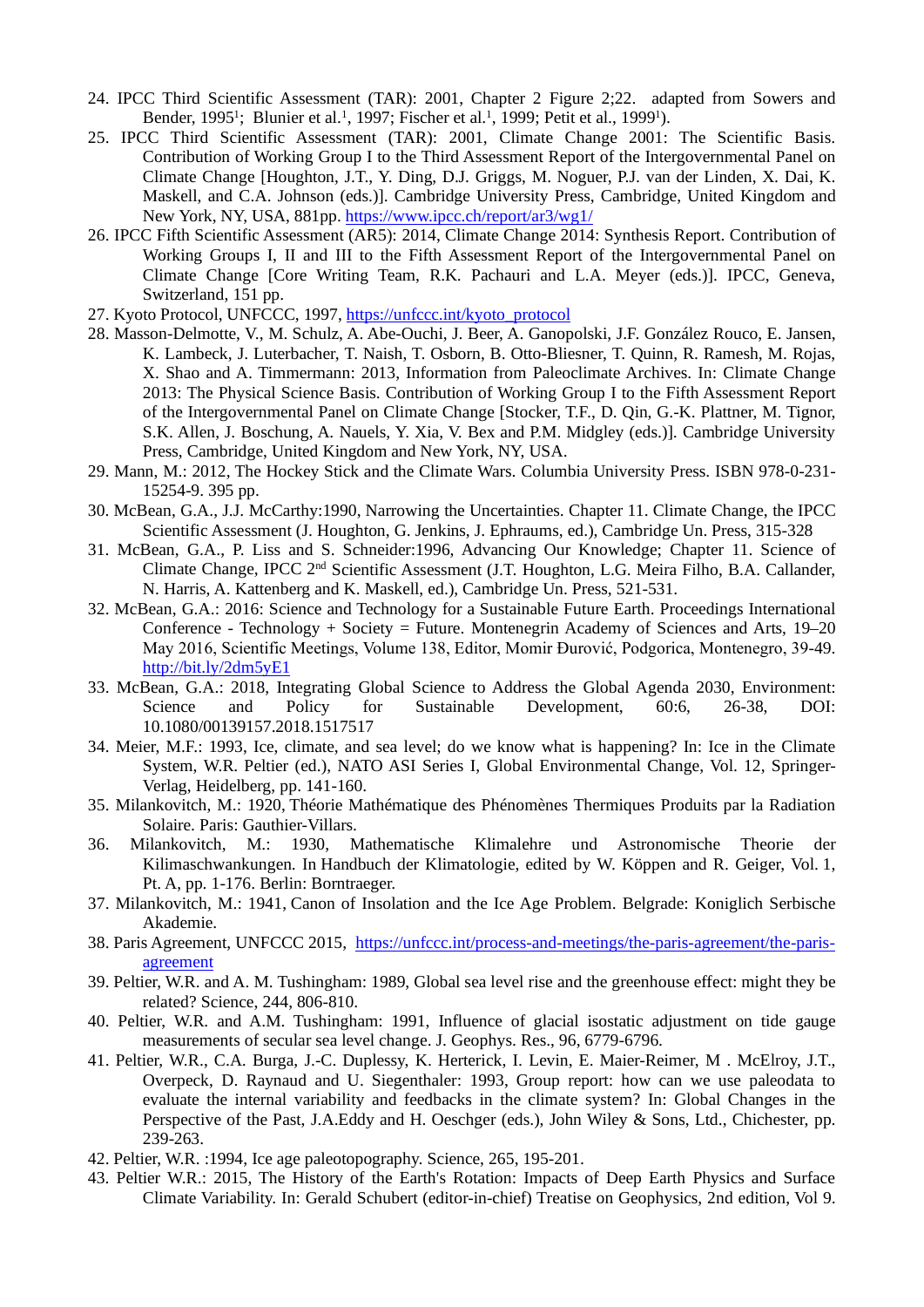24. IPCC Third Scientific Assessment (TAR): 2001, Chapter 2 Figure 2;22. adapted from Sowers and Bender, 1995[1]; Blunier et al.[1], 1997; Fischer et al.[1], 1999; Petit et al., 1999[1]).
25. IPCC Third Scientific Assessment (TAR): 2001, Climate Change 2001: The Scientific Basis. Contribution of Working Group I to the Third Assessment Report of the Intergovernmental Panel on Climate Change [Houghton, J.T., Y. Ding, D.J. Griggs, M. Noguer, P.J. van der Linden, X. Dai, K. Maskell, and C.A. Johnson (eds.)]. Cambridge University Press, Cambridge, United Kingdom and New York, NY, USA, 881pp. https://www.ipcc.ch/report/ar3/wg1/
26. IPCC Fifth Scientific Assessment (AR5): 2014, Climate Change 2014: Synthesis Report. Contribution of Working Groups I, II and III to the Fifth Assessment Report of the Intergovernmental Panel on Climate Change [Core Writing Team, R.K. Pachauri and L.A. Meyer (eds.)]. IPCC, Geneva, Switzerland, 151 pp.
27. Kyoto Protocol, UNFCCC, 1997, https://unfccc.int/kyoto_protocol
28. Masson-Delmotte, V., M. Schulz, A. Abe-Ouchi, J. Beer, A. Ganopolski, J.F. González Rouco, E. Jansen, K. Lambeck, J. Luterbacher, T. Naish, T. Osborn, B. Otto-Bliesner, T. Quinn, R. Ramesh, M. Rojas, X. Shao and A. Timmermann: 2013, Information from Paleoclimate Archives. In: Climate Change 2013: The Physical Science Basis. Contribution of Working Group I to the Fifth Assessment Report of the Intergovernmental Panel on Climate Change [Stocker, T.F., D. Qin, G.-K. Plattner, M. Tignor, S.K. Allen, J. Boschung, A. Nauels, Y. Xia, V. Bex and P.M. Midgley (eds.)]. Cambridge University Press, Cambridge, United Kingdom and New York, NY, USA.
29. Mann, M.: 2012, The Hockey Stick and the Climate Wars. Columbia University Press. ISBN 978-0-231-15254-9. 395 pp.
30. McBean, G.A., J.J. McCarthy:1990, Narrowing the Uncertainties. Chapter 11. Climate Change, the IPCC Scientific Assessment (J. Houghton, G. Jenkins, J. Ephraums, ed.), Cambridge Un. Press, 315-328
31. McBean, G.A., P. Liss and S. Schneider:1996, Advancing Our Knowledge; Chapter 11. Science of Climate Change, IPCC 2nd Scientific Assessment (J.T. Houghton, L.G. Meira Filho, B.A. Callander, N. Harris, A. Kattenberg and K. Maskell, ed.), Cambridge Un. Press, 521-531.
32. McBean, G.A.: 2016: Science and Technology for a Sustainable Future Earth. Proceedings International Conference - Technology + Society = Future. Montenegrin Academy of Sciences and Arts, 19–20 May 2016, Scientific Meetings, Volume 138, Editor, Momir Đurović, Podgorica, Montenegro, 39-49. http://bit.ly/2dm5yE1
33. McBean, G.A.: 2018, Integrating Global Science to Address the Global Agenda 2030, Environment: Science and Policy for Sustainable Development, 60:6, 26-38, DOI: 10.1080/00139157.2018.1517517
34. Meier, M.F.: 1993, Ice, climate, and sea level; do we know what is happening? In: Ice in the Climate System, W.R. Peltier (ed.), NATO ASI Series I, Global Environmental Change, Vol. 12, Springer-Verlag, Heidelberg, pp. 141-160.
35. Milankovitch, M.: 1920, Théorie Mathématique des Phénomènes Thermiques Produits par la Radiation Solaire. Paris: Gauthier-Villars.
36. Milankovitch, M.: 1930, Mathematische Klimalehre und Astronomische Theorie der Kilimaschwankungen. In Handbuch der Klimatologie, edited by W. Köppen and R. Geiger, Vol. 1, Pt. A, pp. 1-176. Berlin: Borntraeger.
37. Milankovitch, M.: 1941, Canon of Insolation and the Ice Age Problem. Belgrade: Koniglich Serbische Akademie.
38. Paris Agreement, UNFCCC 2015, https://unfccc.int/process-and-meetings/the-paris-agreement/the-paris-agreement
39. Peltier, W.R. and A. M. Tushingham: 1989, Global sea level rise and the greenhouse effect: might they be related? Science, 244, 806-810.
40. Peltier, W.R. and A.M. Tushingham: 1991, Influence of glacial isostatic adjustment on tide gauge measurements of secular sea level change. J. Geophys. Res., 96, 6779-6796.
41. Peltier, W.R., C.A. Burga, J.-C. Duplessy, K. Herterick, I. Levin, E. Maier-Reimer, M . McElroy, J.T., Overpeck, D. Raynaud and U. Siegenthaler: 1993, Group report: how can we use paleodata to evaluate the internal variability and feedbacks in the climate system? In: Global Changes in the Perspective of the Past, J.A.Eddy and H. Oeschger (eds.), John Wiley & Sons, Ltd., Chichester, pp. 239-263.
42. Peltier, W.R. :1994, Ice age paleotopography. Science, 265, 195-201.
43. Peltier W.R.: 2015, The History of the Earth's Rotation: Impacts of Deep Earth Physics and Surface Climate Variability. In: Gerald Schubert (editor-in-chief) Treatise on Geophysics, 2nd edition, Vol 9.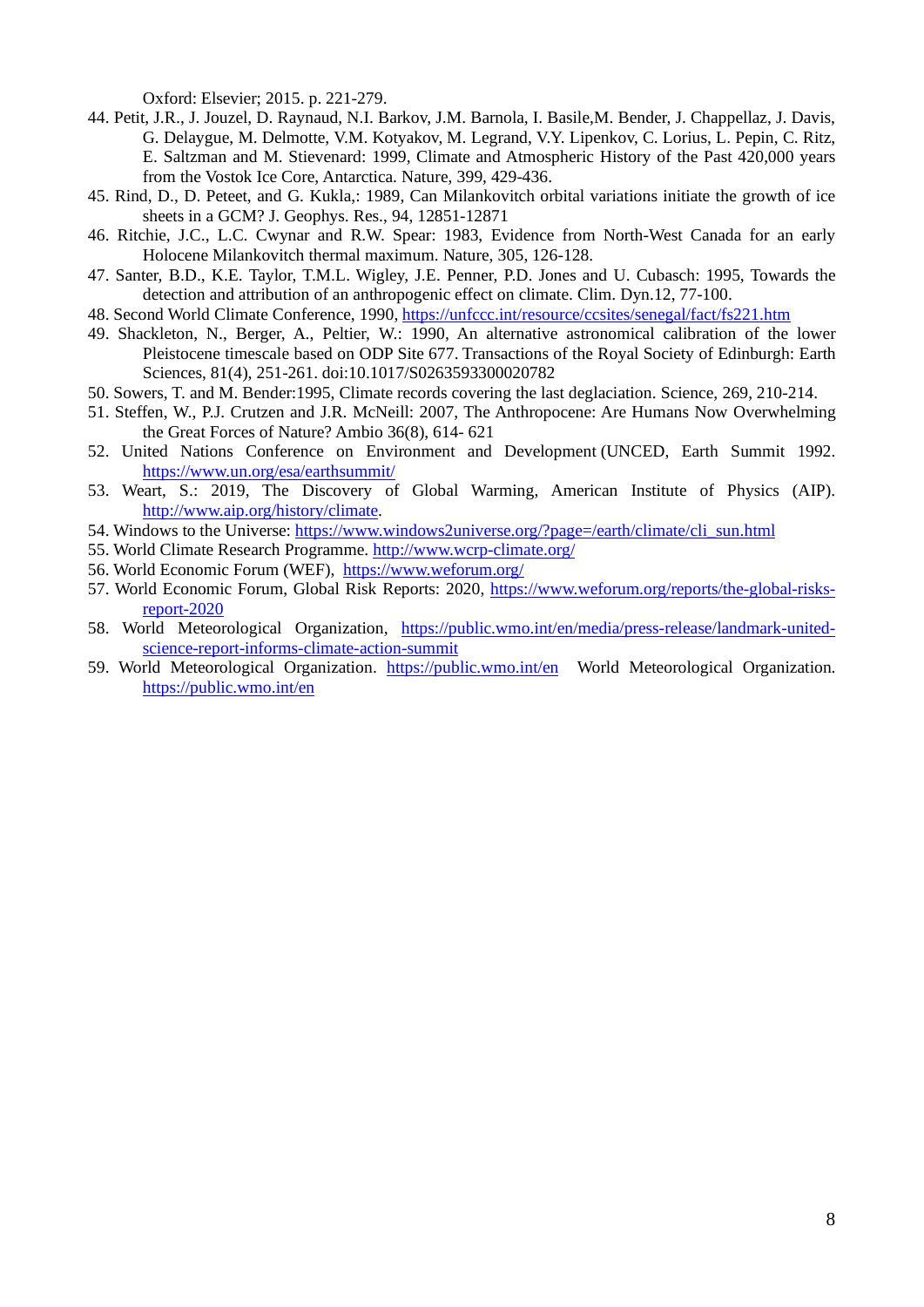Oxford: Elsevier; 2015. p. 221-279.

44. Petit, J.R., J. Jouzel, D. Raynaud, N.I. Barkov, J.M. Barnola, I. Basile,M. Bender, J. Chappellaz, J. Davis, G. Delaygue, M. Delmotte, V.M. Kotyakov, M. Legrand, V.Y. Lipenkov, C. Lorius, L. Pepin, C. Ritz, E. Saltzman and M. Stievenard: 1999, Climate and Atmospheric History of the Past 420,000 years from the Vostok Ice Core, Antarctica. Nature, 399, 429-436.
45. Rind, D., D. Peteet, and G. Kukla,: 1989, Can Milankovitch orbital variations initiate the growth of ice sheets in a GCM? J. Geophys. Res., 94, 12851-12871
46. Ritchie, J.C., L.C. Cwynar and R.W. Spear: 1983, Evidence from North-West Canada for an early Holocene Milankovitch thermal maximum. Nature, 305, 126-128.
47. Santer, B.D., K.E. Taylor, T.M.L. Wigley, J.E. Penner, P.D. Jones and U. Cubasch: 1995, Towards the detection and attribution of an anthropogenic effect on climate. Clim. Dyn.12, 77-100.
48. Second World Climate Conference, 1990, https://unfccc.int/resource/ccsites/senegal/fact/fs221.htm
49. Shackleton, N., Berger, A., Peltier, W.: 1990, An alternative astronomical calibration of the lower Pleistocene timescale based on ODP Site 677. Transactions of the Royal Society of Edinburgh: Earth Sciences, 81(4), 251-261. doi:10.1017/S0263593300020782
50. Sowers, T. and M. Bender:1995, Climate records covering the last deglaciation. Science, 269, 210-214.
51. Steffen, W., P.J. Crutzen and J.R. McNeill: 2007, The Anthropocene: Are Humans Now Overwhelming the Great Forces of Nature? Ambio 36(8), 614- 621
52. United Nations Conference on Environment and Development (UNCED, Earth Summit 1992. https://www.un.org/esa/earthsummit/
53. Weart, S.: 2019, The Discovery of Global Warming, American Institute of Physics (AIP). http://www.aip.org/history/climate.
54. Windows to the Universe: https://www.windows2universe.org/?page=/earth/climate/cli_sun.html
55. World Climate Research Programme. http://www.wcrp-climate.org/
56. World Economic Forum (WEF), https://www.weforum.org/
57. World Economic Forum, Global Risk Reports: 2020, https://www.weforum.org/reports/the-global-risks-report-2020
58. World Meteorological Organization, https://public.wmo.int/en/media/press-release/landmark-united-science-report-informs-climate-action-summit
59. World Meteorological Organization. https://public.wmo.int/en World Meteorological Organization. https://public.wmo.int/en